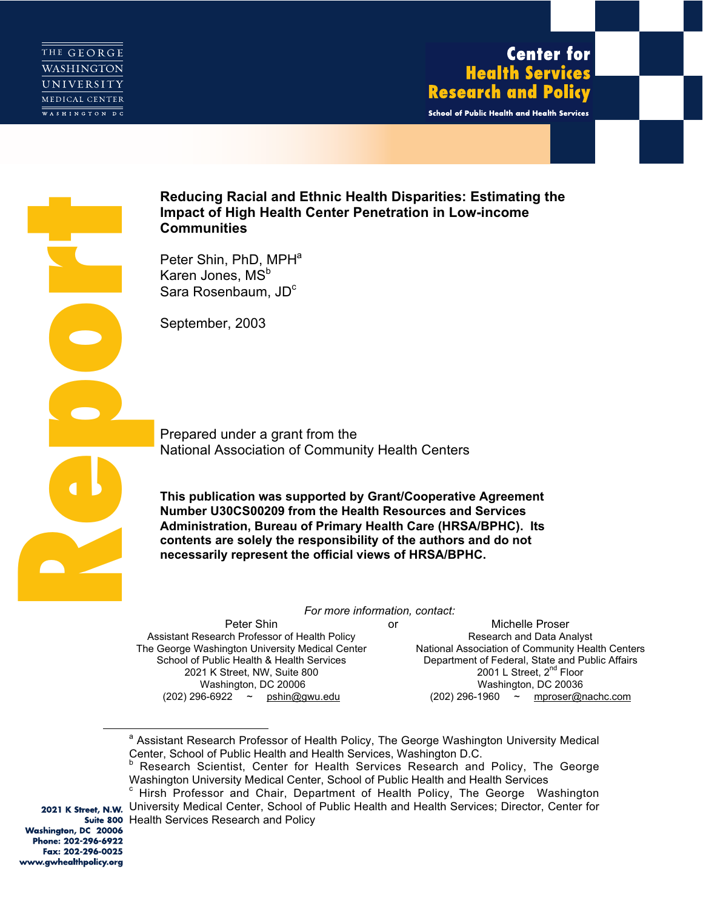THE GEORGE WASHINGTON UNIVERSITY MEDICAL CENTER
WASHINGTON DC

Center for Health Services Research and Policy
School of Public Health and Health Services

Report

# Reducing Racial and Ethnic Health Disparities: Estimating the Impact of High Health Center Penetration in Low-income Communities

Peter Shin, PhD, MPH[a]
Karen Jones, MS[b]
Sara Rosenbaum, JD[c]

September, 2003

Prepared under a grant from the
National Association of Community Health Centers

**This publication was supported by Grant/Cooperative Agreement Number U30CS00209 from the Health Resources and Services Administration, Bureau of Primary Health Care (HRSA/BPHC). Its contents are solely the responsibility of the authors and do not necessarily represent the official views of HRSA/BPHC.**

*For more information, contact:*

Peter Shin
Assistant Research Professor of Health Policy
The George Washington University Medical Center
School of Public Health & Health Services
2021 K Street, NW, Suite 800
Washington, DC 20006
(202) 296-6922 ~ pshin@gwu.edu

or

Michelle Proser
Research and Data Analyst
National Association of Community Health Centers
Department of Federal, State and Public Affairs
2001 L Street, 2nd Floor
Washington, DC 20036
(202) 296-1960 ~ mproser@nachc.com

[a] Assistant Research Professor of Health Policy, The George Washington University Medical Center, School of Public Health and Health Services, Washington D.C.
[b] Research Scientist, Center for Health Services Research and Policy, The George Washington University Medical Center, School of Public Health and Health Services
[c] Hirsh Professor and Chair, Department of Health Policy, The George Washington University Medical Center, School of Public Health and Health Services; Director, Center for Health Services Research and Policy

2021 K Street, N.W.
Suite 800
Washington, DC 20006
Phone: 202-296-6922
Fax: 202-296-0025
www.gwhealthpolicy.org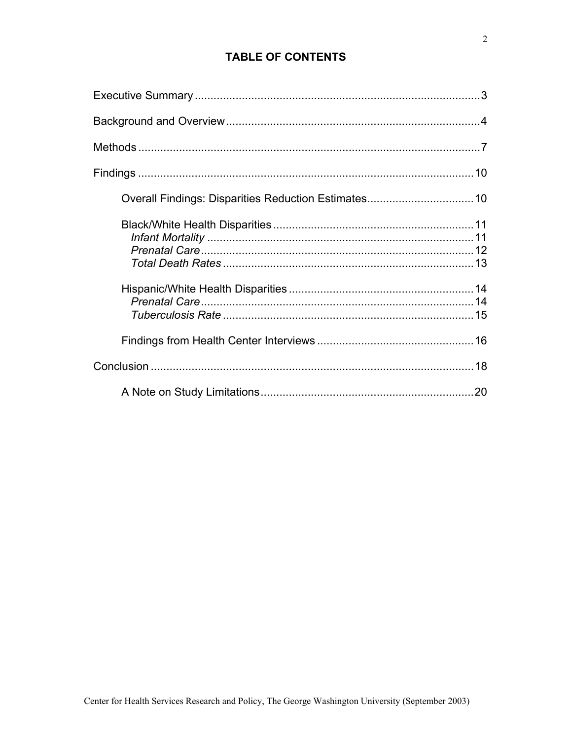# TABLE OF CONTENTS

Executive Summary .......... 3

Background and Overview .......... 4

Methods .......... 7

Findings .......... 10

- Overall Findings: Disparities Reduction Estimates .......... 10
- Black/White Health Disparities .......... 11
  - *Infant Mortality* .......... 11
  - *Prenatal Care* .......... 12
  - *Total Death Rates* .......... 13
- Hispanic/White Health Disparities .......... 14
  - *Prenatal Care* .......... 14
  - *Tuberculosis Rate* .......... 15
- Findings from Health Center Interviews .......... 16

Conclusion .......... 18

- A Note on Study Limitations .......... 20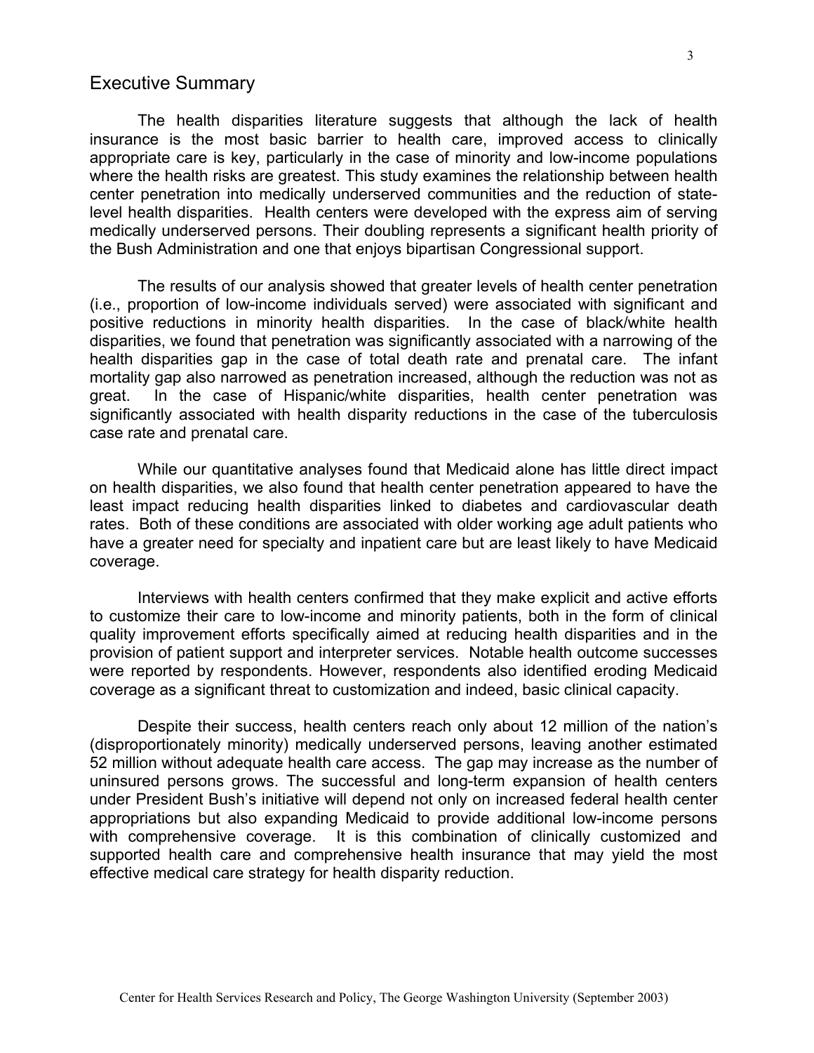## Executive Summary

The health disparities literature suggests that although the lack of health insurance is the most basic barrier to health care, improved access to clinically appropriate care is key, particularly in the case of minority and low-income populations where the health risks are greatest. This study examines the relationship between health center penetration into medically underserved communities and the reduction of state-level health disparities. Health centers were developed with the express aim of serving medically underserved persons. Their doubling represents a significant health priority of the Bush Administration and one that enjoys bipartisan Congressional support.

The results of our analysis showed that greater levels of health center penetration (i.e., proportion of low-income individuals served) were associated with significant and positive reductions in minority health disparities. In the case of black/white health disparities, we found that penetration was significantly associated with a narrowing of the health disparities gap in the case of total death rate and prenatal care. The infant mortality gap also narrowed as penetration increased, although the reduction was not as great. In the case of Hispanic/white disparities, health center penetration was significantly associated with health disparity reductions in the case of the tuberculosis case rate and prenatal care.

While our quantitative analyses found that Medicaid alone has little direct impact on health disparities, we also found that health center penetration appeared to have the least impact reducing health disparities linked to diabetes and cardiovascular death rates. Both of these conditions are associated with older working age adult patients who have a greater need for specialty and inpatient care but are least likely to have Medicaid coverage.

Interviews with health centers confirmed that they make explicit and active efforts to customize their care to low-income and minority patients, both in the form of clinical quality improvement efforts specifically aimed at reducing health disparities and in the provision of patient support and interpreter services. Notable health outcome successes were reported by respondents. However, respondents also identified eroding Medicaid coverage as a significant threat to customization and indeed, basic clinical capacity.

Despite their success, health centers reach only about 12 million of the nation's (disproportionately minority) medically underserved persons, leaving another estimated 52 million without adequate health care access. The gap may increase as the number of uninsured persons grows. The successful and long-term expansion of health centers under President Bush's initiative will depend not only on increased federal health center appropriations but also expanding Medicaid to provide additional low-income persons with comprehensive coverage. It is this combination of clinically customized and supported health care and comprehensive health insurance that may yield the most effective medical care strategy for health disparity reduction.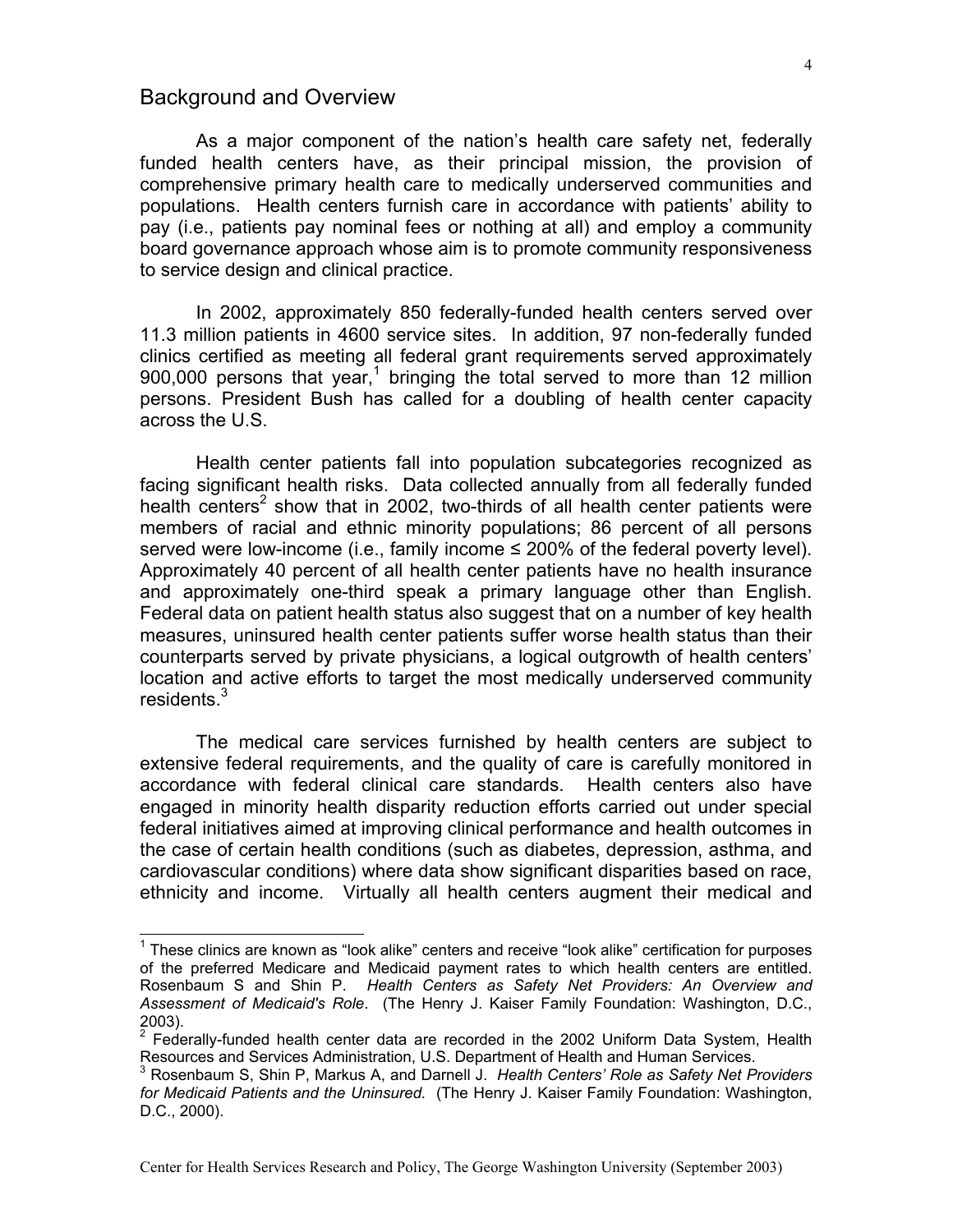## Background and Overview

As a major component of the nation's health care safety net, federally funded health centers have, as their principal mission, the provision of comprehensive primary health care to medically underserved communities and populations. Health centers furnish care in accordance with patients' ability to pay (i.e., patients pay nominal fees or nothing at all) and employ a community board governance approach whose aim is to promote community responsiveness to service design and clinical practice.

In 2002, approximately 850 federally-funded health centers served over 11.3 million patients in 4600 service sites. In addition, 97 non-federally funded clinics certified as meeting all federal grant requirements served approximately 900,000 persons that year,[1] bringing the total served to more than 12 million persons. President Bush has called for a doubling of health center capacity across the U.S.

Health center patients fall into population subcategories recognized as facing significant health risks. Data collected annually from all federally funded health centers[2] show that in 2002, two-thirds of all health center patients were members of racial and ethnic minority populations; 86 percent of all persons served were low-income (i.e., family income ≤ 200% of the federal poverty level). Approximately 40 percent of all health center patients have no health insurance and approximately one-third speak a primary language other than English. Federal data on patient health status also suggest that on a number of key health measures, uninsured health center patients suffer worse health status than their counterparts served by private physicians, a logical outgrowth of health centers' location and active efforts to target the most medically underserved community residents.[3]

The medical care services furnished by health centers are subject to extensive federal requirements, and the quality of care is carefully monitored in accordance with federal clinical care standards. Health centers also have engaged in minority health disparity reduction efforts carried out under special federal initiatives aimed at improving clinical performance and health outcomes in the case of certain health conditions (such as diabetes, depression, asthma, and cardiovascular conditions) where data show significant disparities based on race, ethnicity and income. Virtually all health centers augment their medical and

---

[1] These clinics are known as "look alike" centers and receive "look alike" certification for purposes of the preferred Medicare and Medicaid payment rates to which health centers are entitled. Rosenbaum S and Shin P. *Health Centers as Safety Net Providers: An Overview and Assessment of Medicaid's Role*. (The Henry J. Kaiser Family Foundation: Washington, D.C., 2003).

[2] Federally-funded health center data are recorded in the 2002 Uniform Data System, Health Resources and Services Administration, U.S. Department of Health and Human Services.

[3] Rosenbaum S, Shin P, Markus A, and Darnell J. *Health Centers' Role as Safety Net Providers for Medicaid Patients and the Uninsured.* (The Henry J. Kaiser Family Foundation: Washington, D.C., 2000).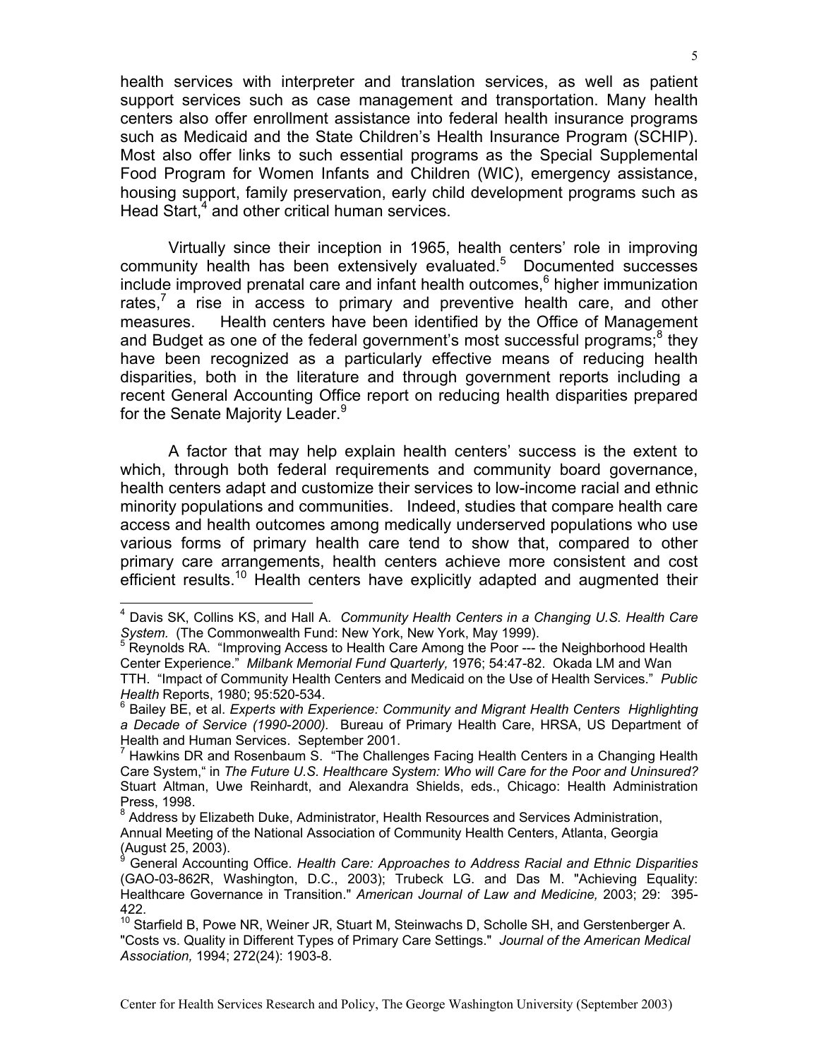health services with interpreter and translation services, as well as patient support services such as case management and transportation. Many health centers also offer enrollment assistance into federal health insurance programs such as Medicaid and the State Children's Health Insurance Program (SCHIP). Most also offer links to such essential programs as the Special Supplemental Food Program for Women Infants and Children (WIC), emergency assistance, housing support, family preservation, early child development programs such as Head Start,[4] and other critical human services.

Virtually since their inception in 1965, health centers' role in improving community health has been extensively evaluated.[5] Documented successes include improved prenatal care and infant health outcomes,[6] higher immunization rates,[7] a rise in access to primary and preventive health care, and other measures. Health centers have been identified by the Office of Management and Budget as one of the federal government's most successful programs;[8] they have been recognized as a particularly effective means of reducing health disparities, both in the literature and through government reports including a recent General Accounting Office report on reducing health disparities prepared for the Senate Majority Leader.[9]

A factor that may help explain health centers' success is the extent to which, through both federal requirements and community board governance, health centers adapt and customize their services to low-income racial and ethnic minority populations and communities. Indeed, studies that compare health care access and health outcomes among medically underserved populations who use various forms of primary health care tend to show that, compared to other primary care arrangements, health centers achieve more consistent and cost efficient results.[10] Health centers have explicitly adapted and augmented their

---

[4] Davis SK, Collins KS, and Hall A. *Community Health Centers in a Changing U.S. Health Care System.* (The Commonwealth Fund: New York, New York, May 1999).

[5] Reynolds RA. "Improving Access to Health Care Among the Poor --- the Neighborhood Health Center Experience." *Milbank Memorial Fund Quarterly,* 1976; 54:47-82. Okada LM and Wan TTH. "Impact of Community Health Centers and Medicaid on the Use of Health Services." *Public Health* Reports, 1980; 95:520-534.

[6] Bailey BE, et al. *Experts with Experience: Community and Migrant Health Centers Highlighting a Decade of Service (1990-2000).* Bureau of Primary Health Care, HRSA, US Department of Health and Human Services. September 2001.

[7] Hawkins DR and Rosenbaum S. "The Challenges Facing Health Centers in a Changing Health Care System," in *The Future U.S. Healthcare System: Who will Care for the Poor and Uninsured?* Stuart Altman, Uwe Reinhardt, and Alexandra Shields, eds., Chicago: Health Administration Press, 1998.

[8] Address by Elizabeth Duke, Administrator, Health Resources and Services Administration, Annual Meeting of the National Association of Community Health Centers, Atlanta, Georgia (August 25, 2003).

[9] General Accounting Office. *Health Care: Approaches to Address Racial and Ethnic Disparities* (GAO-03-862R, Washington, D.C., 2003); Trubeck LG. and Das M. "Achieving Equality: Healthcare Governance in Transition." *American Journal of Law and Medicine,* 2003; 29: 395-422.

[10] Starfield B, Powe NR, Weiner JR, Stuart M, Steinwachs D, Scholle SH, and Gerstenberger A. "Costs vs. Quality in Different Types of Primary Care Settings." *Journal of the American Medical Association,* 1994; 272(24): 1903-8.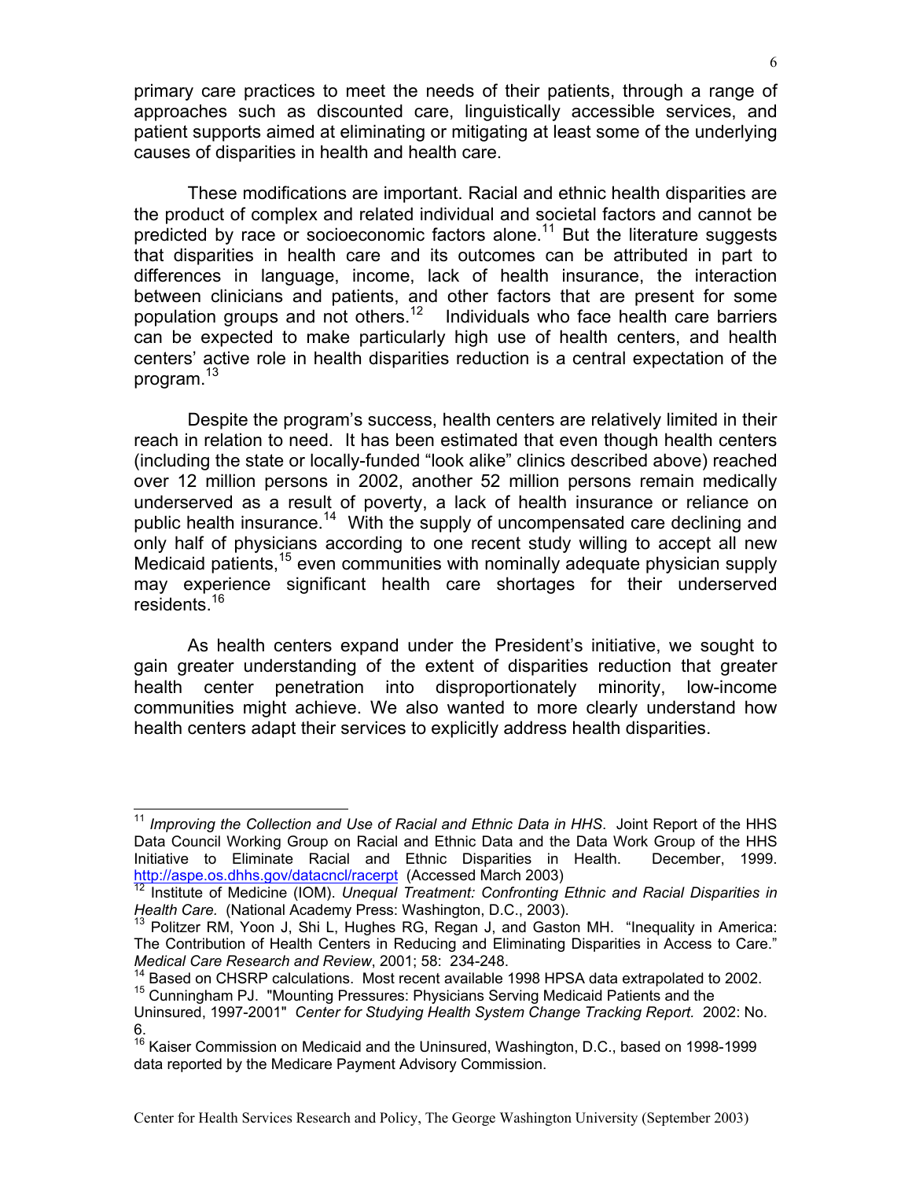primary care practices to meet the needs of their patients, through a range of approaches such as discounted care, linguistically accessible services, and patient supports aimed at eliminating or mitigating at least some of the underlying causes of disparities in health and health care.

These modifications are important. Racial and ethnic health disparities are the product of complex and related individual and societal factors and cannot be predicted by race or socioeconomic factors alone.[11] But the literature suggests that disparities in health care and its outcomes can be attributed in part to differences in language, income, lack of health insurance, the interaction between clinicians and patients, and other factors that are present for some population groups and not others.[12] Individuals who face health care barriers can be expected to make particularly high use of health centers, and health centers' active role in health disparities reduction is a central expectation of the program.[13]

Despite the program's success, health centers are relatively limited in their reach in relation to need. It has been estimated that even though health centers (including the state or locally-funded "look alike" clinics described above) reached over 12 million persons in 2002, another 52 million persons remain medically underserved as a result of poverty, a lack of health insurance or reliance on public health insurance.[14] With the supply of uncompensated care declining and only half of physicians according to one recent study willing to accept all new Medicaid patients,[15] even communities with nominally adequate physician supply may experience significant health care shortages for their underserved residents.[16]

As health centers expand under the President's initiative, we sought to gain greater understanding of the extent of disparities reduction that greater health center penetration into disproportionately minority, low-income communities might achieve. We also wanted to more clearly understand how health centers adapt their services to explicitly address health disparities.

---

[11] *Improving the Collection and Use of Racial and Ethnic Data in HHS*. Joint Report of the HHS Data Council Working Group on Racial and Ethnic Data and the Data Work Group of the HHS Initiative to Eliminate Racial and Ethnic Disparities in Health. December, 1999. http://aspe.os.dhhs.gov/datacncl/racerpt (Accessed March 2003)

[12] Institute of Medicine (IOM). *Unequal Treatment: Confronting Ethnic and Racial Disparities in Health Care.* (National Academy Press: Washington, D.C., 2003).

[13] Politzer RM, Yoon J, Shi L, Hughes RG, Regan J, and Gaston MH. "Inequality in America: The Contribution of Health Centers in Reducing and Eliminating Disparities in Access to Care." *Medical Care Research and Review*, 2001; 58: 234-248.

[14] Based on CHSRP calculations. Most recent available 1998 HPSA data extrapolated to 2002.

[15] Cunningham PJ. "Mounting Pressures: Physicians Serving Medicaid Patients and the Uninsured, 1997-2001" *Center for Studying Health System Change Tracking Report.* 2002: No. 6.

[16] Kaiser Commission on Medicaid and the Uninsured, Washington, D.C., based on 1998-1999 data reported by the Medicare Payment Advisory Commission.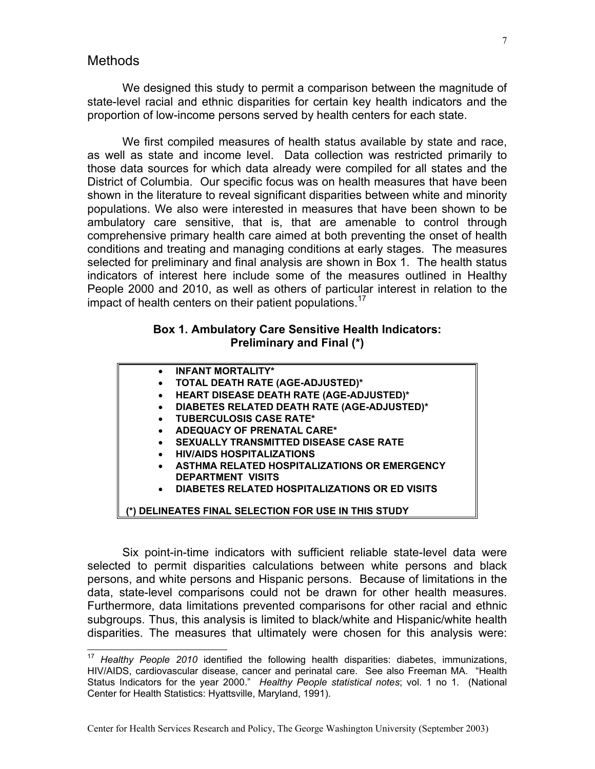## Methods

We designed this study to permit a comparison between the magnitude of state-level racial and ethnic disparities for certain key health indicators and the proportion of low-income persons served by health centers for each state.

We first compiled measures of health status available by state and race, as well as state and income level. Data collection was restricted primarily to those data sources for which data already were compiled for all states and the District of Columbia. Our specific focus was on health measures that have been shown in the literature to reveal significant disparities between white and minority populations. We also were interested in measures that have been shown to be ambulatory care sensitive, that is, that are amenable to control through comprehensive primary health care aimed at both preventing the onset of health conditions and treating and managing conditions at early stages. The measures selected for preliminary and final analysis are shown in Box 1. The health status indicators of interest here include some of the measures outlined in Healthy People 2000 and 2010, as well as others of particular interest in relation to the impact of health centers on their patient populations.[17]

**Box 1. Ambulatory Care Sensitive Health Indicators: Preliminary and Final (*)**

- **INFANT MORTALITY***
- **TOTAL DEATH RATE (AGE-ADJUSTED)***
- **HEART DISEASE DEATH RATE (AGE-ADJUSTED)***
- **DIABETES RELATED DEATH RATE (AGE-ADJUSTED)***
- **TUBERCULOSIS CASE RATE***
- **ADEQUACY OF PRENATAL CARE***
- **SEXUALLY TRANSMITTED DISEASE CASE RATE**
- **HIV/AIDS HOSPITALIZATIONS**
- **ASTHMA RELATED HOSPITALIZATIONS OR EMERGENCY DEPARTMENT VISITS**
- **DIABETES RELATED HOSPITALIZATIONS OR ED VISITS**

**(*) DELINEATES FINAL SELECTION FOR USE IN THIS STUDY**

Six point-in-time indicators with sufficient reliable state-level data were selected to permit disparities calculations between white persons and black persons, and white persons and Hispanic persons. Because of limitations in the data, state-level comparisons could not be drawn for other health measures. Furthermore, data limitations prevented comparisons for other racial and ethnic subgroups. Thus, this analysis is limited to black/white and Hispanic/white health disparities. The measures that ultimately were chosen for this analysis were:

[17] *Healthy People 2010* identified the following health disparities: diabetes, immunizations, HIV/AIDS, cardiovascular disease, cancer and perinatal care. See also Freeman MA. "Health Status Indicators for the year 2000." *Healthy People statistical notes*; vol. 1 no 1. (National Center for Health Statistics: Hyattsville, Maryland, 1991).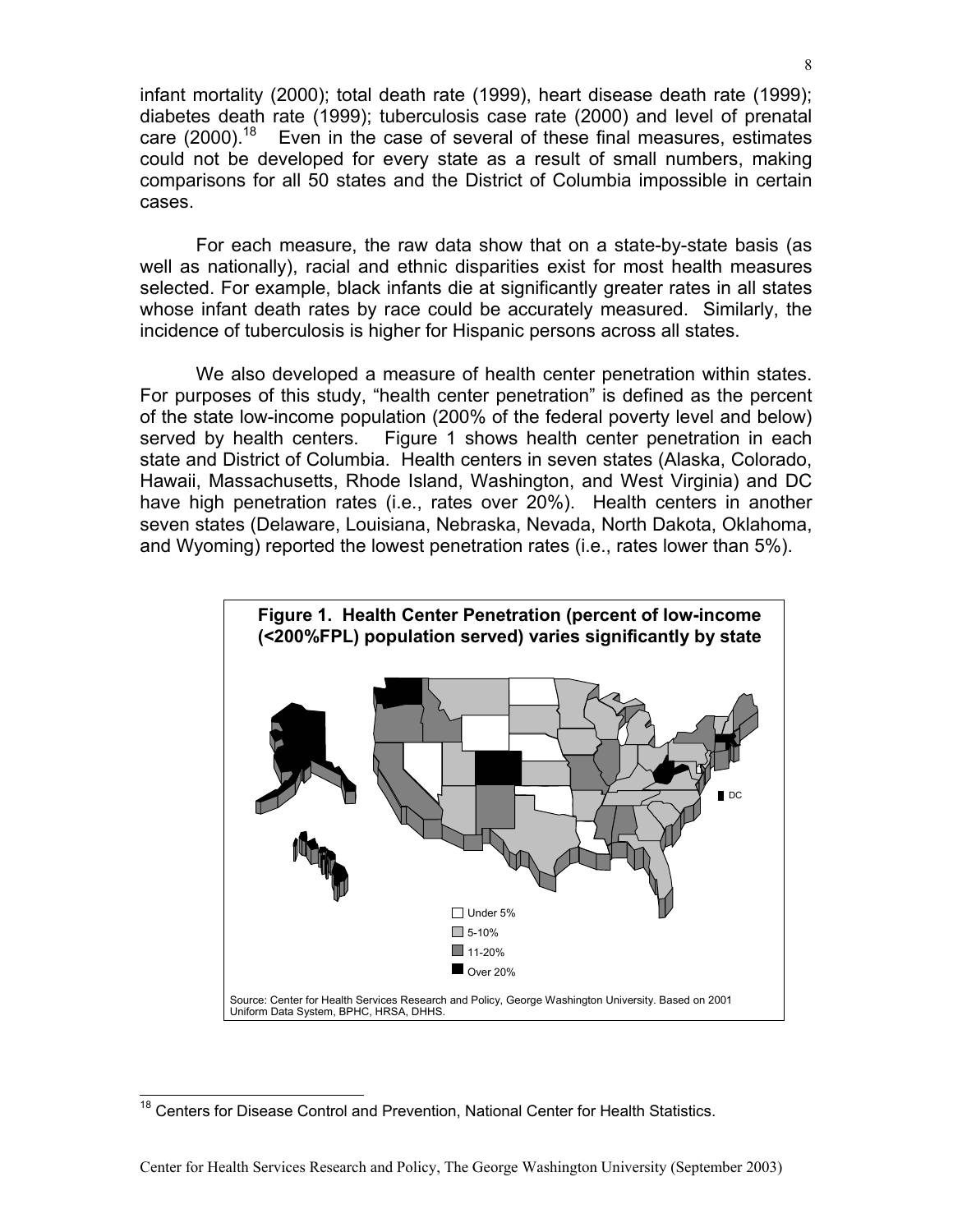infant mortality (2000); total death rate (1999), heart disease death rate (1999); diabetes death rate (1999); tuberculosis case rate (2000) and level of prenatal care (2000).[18] Even in the case of several of these final measures, estimates could not be developed for every state as a result of small numbers, making comparisons for all 50 states and the District of Columbia impossible in certain cases.

For each measure, the raw data show that on a state-by-state basis (as well as nationally), racial and ethnic disparities exist for most health measures selected. For example, black infants die at significantly greater rates in all states whose infant death rates by race could be accurately measured. Similarly, the incidence of tuberculosis is higher for Hispanic persons across all states.

We also developed a measure of health center penetration within states. For purposes of this study, "health center penetration" is defined as the percent of the state low-income population (200% of the federal poverty level and below) served by health centers. Figure 1 shows health center penetration in each state and District of Columbia. Health centers in seven states (Alaska, Colorado, Hawaii, Massachusetts, Rhode Island, Washington, and West Virginia) and DC have high penetration rates (i.e., rates over 20%). Health centers in another seven states (Delaware, Louisiana, Nebraska, Nevada, North Dakota, Oklahoma, and Wyoming) reported the lowest penetration rates (i.e., rates lower than 5%).

**Figure 1. Health Center Penetration (percent of low-income (<200%FPL) population served) varies significantly by state**

Under 5%
5-10%
11-20%
Over 20%
DC

Source: Center for Health Services Research and Policy, George Washington University. Based on 2001 Uniform Data System, BPHC, HRSA, DHHS.

---

[18] Centers for Disease Control and Prevention, National Center for Health Statistics.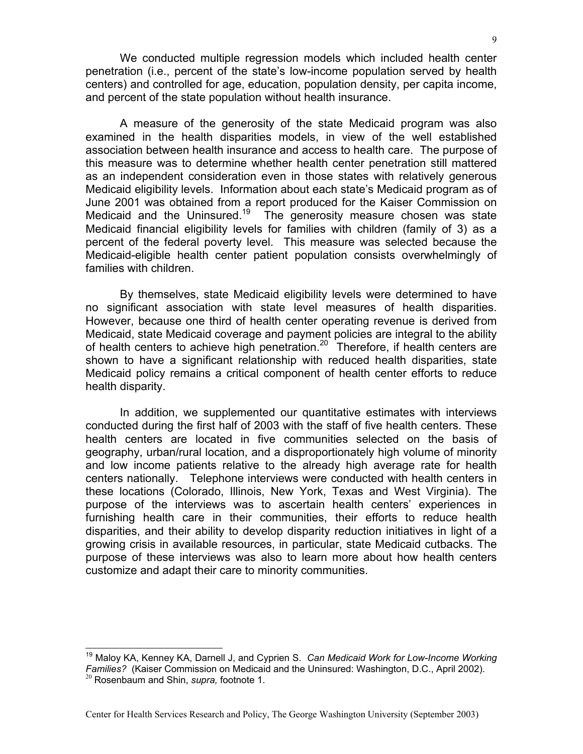We conducted multiple regression models which included health center penetration (i.e., percent of the state's low-income population served by health centers) and controlled for age, education, population density, per capita income, and percent of the state population without health insurance.

A measure of the generosity of the state Medicaid program was also examined in the health disparities models, in view of the well established association between health insurance and access to health care. The purpose of this measure was to determine whether health center penetration still mattered as an independent consideration even in those states with relatively generous Medicaid eligibility levels. Information about each state's Medicaid program as of June 2001 was obtained from a report produced for the Kaiser Commission on Medicaid and the Uninsured.[19] The generosity measure chosen was state Medicaid financial eligibility levels for families with children (family of 3) as a percent of the federal poverty level. This measure was selected because the Medicaid-eligible health center patient population consists overwhelmingly of families with children.

By themselves, state Medicaid eligibility levels were determined to have no significant association with state level measures of health disparities. However, because one third of health center operating revenue is derived from Medicaid, state Medicaid coverage and payment policies are integral to the ability of health centers to achieve high penetration.[20] Therefore, if health centers are shown to have a significant relationship with reduced health disparities, state Medicaid policy remains a critical component of health center efforts to reduce health disparity.

In addition, we supplemented our quantitative estimates with interviews conducted during the first half of 2003 with the staff of five health centers. These health centers are located in five communities selected on the basis of geography, urban/rural location, and a disproportionately high volume of minority and low income patients relative to the already high average rate for health centers nationally. Telephone interviews were conducted with health centers in these locations (Colorado, Illinois, New York, Texas and West Virginia). The purpose of the interviews was to ascertain health centers' experiences in furnishing health care in their communities, their efforts to reduce health disparities, and their ability to develop disparity reduction initiatives in light of a growing crisis in available resources, in particular, state Medicaid cutbacks. The purpose of these interviews was also to learn more about how health centers customize and adapt their care to minority communities.

---

[19] Maloy KA, Kenney KA, Darnell J, and Cyprien S. *Can Medicaid Work for Low-Income Working Families?* (Kaiser Commission on Medicaid and the Uninsured: Washington, D.C., April 2002).

[20] Rosenbaum and Shin, *supra,* footnote 1.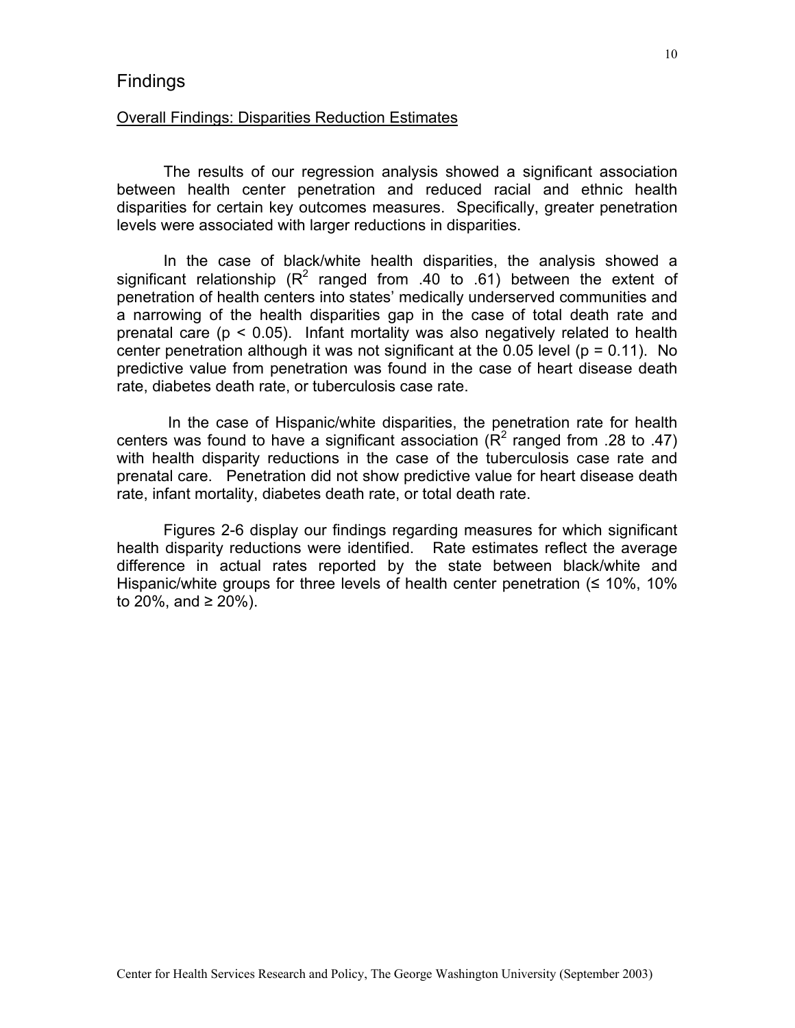## Findings

### Overall Findings: Disparities Reduction Estimates

The results of our regression analysis showed a significant association between health center penetration and reduced racial and ethnic health disparities for certain key outcomes measures. Specifically, greater penetration levels were associated with larger reductions in disparities.

In the case of black/white health disparities, the analysis showed a significant relationship ($R^2$ ranged from .40 to .61) between the extent of penetration of health centers into states' medically underserved communities and a narrowing of the health disparities gap in the case of total death rate and prenatal care ($p < 0.05$). Infant mortality was also negatively related to health center penetration although it was not significant at the 0.05 level ($p = 0.11$). No predictive value from penetration was found in the case of heart disease death rate, diabetes death rate, or tuberculosis case rate.

In the case of Hispanic/white disparities, the penetration rate for health centers was found to have a significant association ($R^2$ ranged from .28 to .47) with health disparity reductions in the case of the tuberculosis case rate and prenatal care. Penetration did not show predictive value for heart disease death rate, infant mortality, diabetes death rate, or total death rate.

Figures 2-6 display our findings regarding measures for which significant health disparity reductions were identified. Rate estimates reflect the average difference in actual rates reported by the state between black/white and Hispanic/white groups for three levels of health center penetration (≤ 10%, 10% to 20%, and ≥ 20%).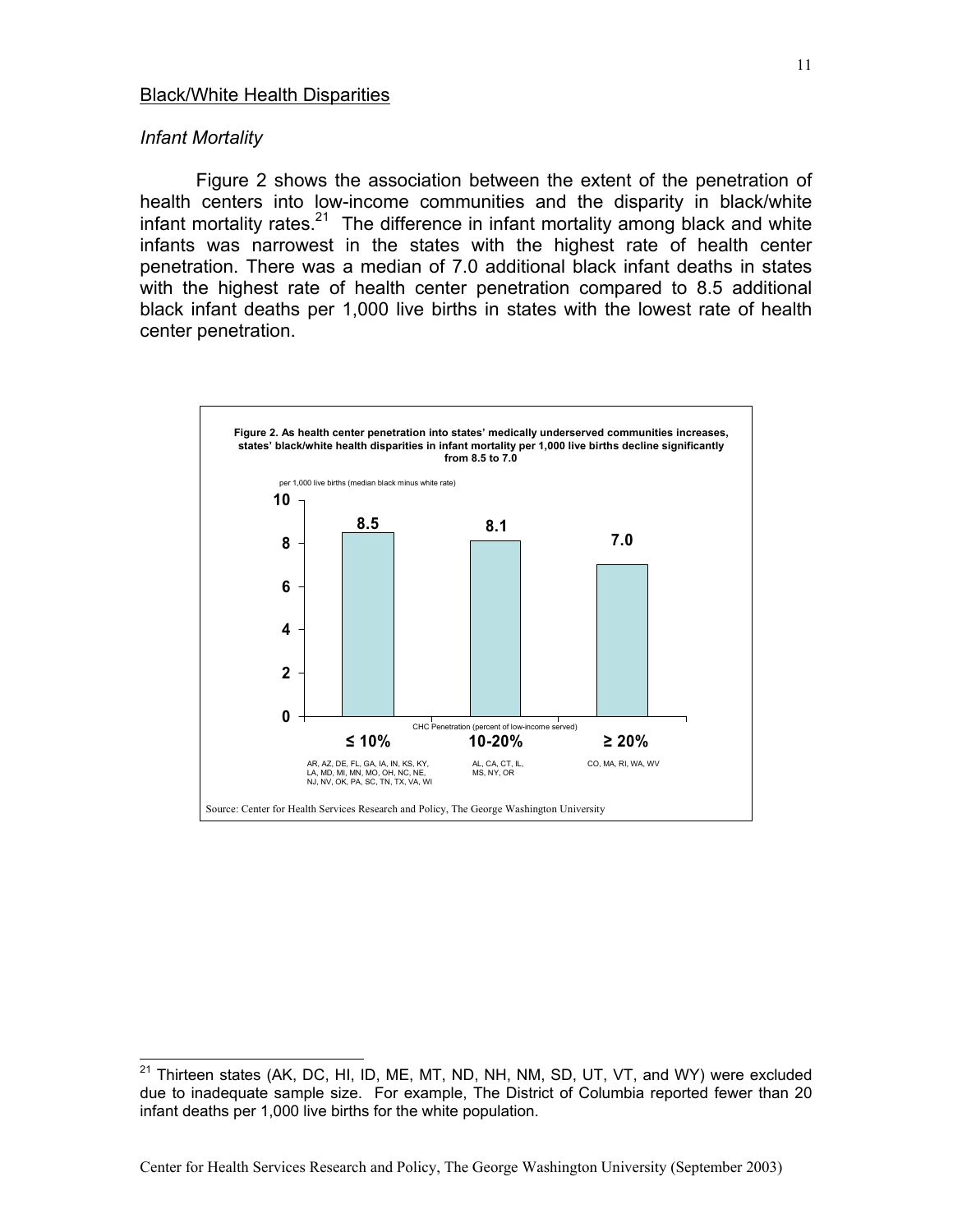## Black/White Health Disparities

### *Infant Mortality*

Figure 2 shows the association between the extent of the penetration of health centers into low-income communities and the disparity in black/white infant mortality rates.[21] The difference in infant mortality among black and white infants was narrowest in the states with the highest rate of health center penetration. There was a median of 7.0 additional black infant deaths in states with the highest rate of health center penetration compared to 8.5 additional black infant deaths per 1,000 live births in states with the lowest rate of health center penetration.

**Figure 2. As health center penetration into states' medically underserved communities increases, states' black/white health disparities in infant mortality per 1,000 live births decline significantly from 8.5 to 7.0**

| CHC Penetration (percent of low-income served) | per 1,000 live births (median black minus white rate) | States |
|---|---|---|
| ≤ 10% | 8.5 | AR, AZ, DE, FL, GA, IA, IN, KS, KY, LA, MD, MI, MN, MO, OH, NC, NE, NJ, NV, OK, PA, SC, TN, TX, VA, WI |
| 10-20% | 8.1 | AL, CA, CT, IL, MS, NY, OR |
| ≥ 20% | 7.0 | CO, MA, RI, WA, WV |

Source: Center for Health Services Research and Policy, The George Washington University

---

[21] Thirteen states (AK, DC, HI, ID, ME, MT, ND, NH, NM, SD, UT, VT, and WY) were excluded due to inadequate sample size. For example, The District of Columbia reported fewer than 20 infant deaths per 1,000 live births for the white population.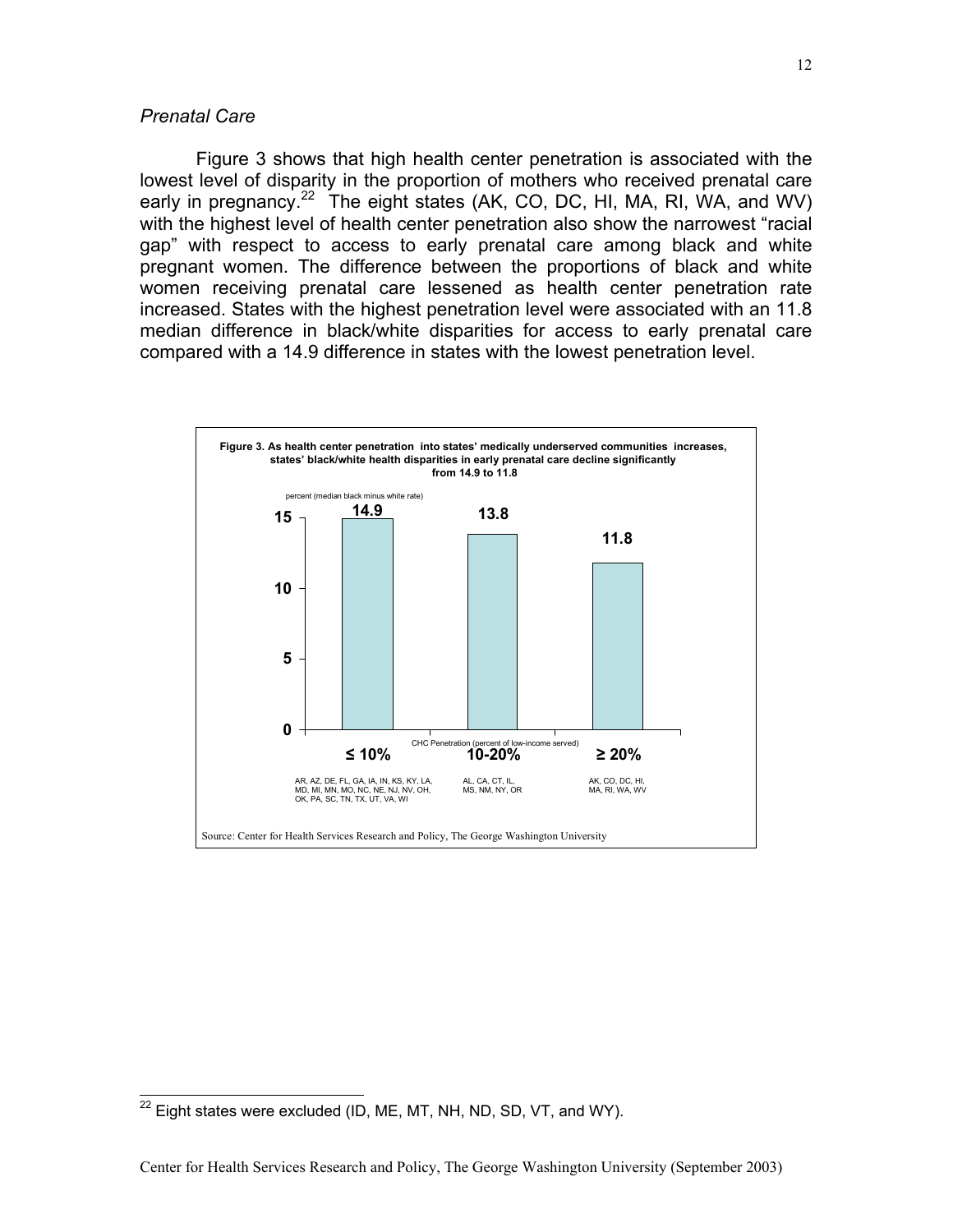*Prenatal Care*

Figure 3 shows that high health center penetration is associated with the lowest level of disparity in the proportion of mothers who received prenatal care early in pregnancy.[22] The eight states (AK, CO, DC, HI, MA, RI, WA, and WV) with the highest level of health center penetration also show the narrowest "racial gap" with respect to access to early prenatal care among black and white pregnant women. The difference between the proportions of black and white women receiving prenatal care lessened as health center penetration rate increased. States with the highest penetration level were associated with an 11.8 median difference in black/white disparities for access to early prenatal care compared with a 14.9 difference in states with the lowest penetration level.

**Figure 3. As health center penetration into states' medically underserved communities increases, states' black/white health disparities in early prenatal care decline significantly from 14.9 to 11.8**

| CHC Penetration (percent of low-income served) | percent (median black minus white rate) | States |
|---|---|---|
| ≤ 10% | 14.9 | AR, AZ, DE, FL, GA, IA, IN, KS, KY, LA, MD, MI, MN, MO, NC, NE, NJ, NV, OH, OK, PA, SC, TN, TX, UT, VA, WI |
| 10-20% | 13.8 | AL, CA, CT, IL, MS, NM, NY, OR |
| ≥ 20% | 11.8 | AK, CO, DC, HI, MA, RI, WA, WV |

Source: Center for Health Services Research and Policy, The George Washington University

[22] Eight states were excluded (ID, ME, MT, NH, ND, SD, VT, and WY).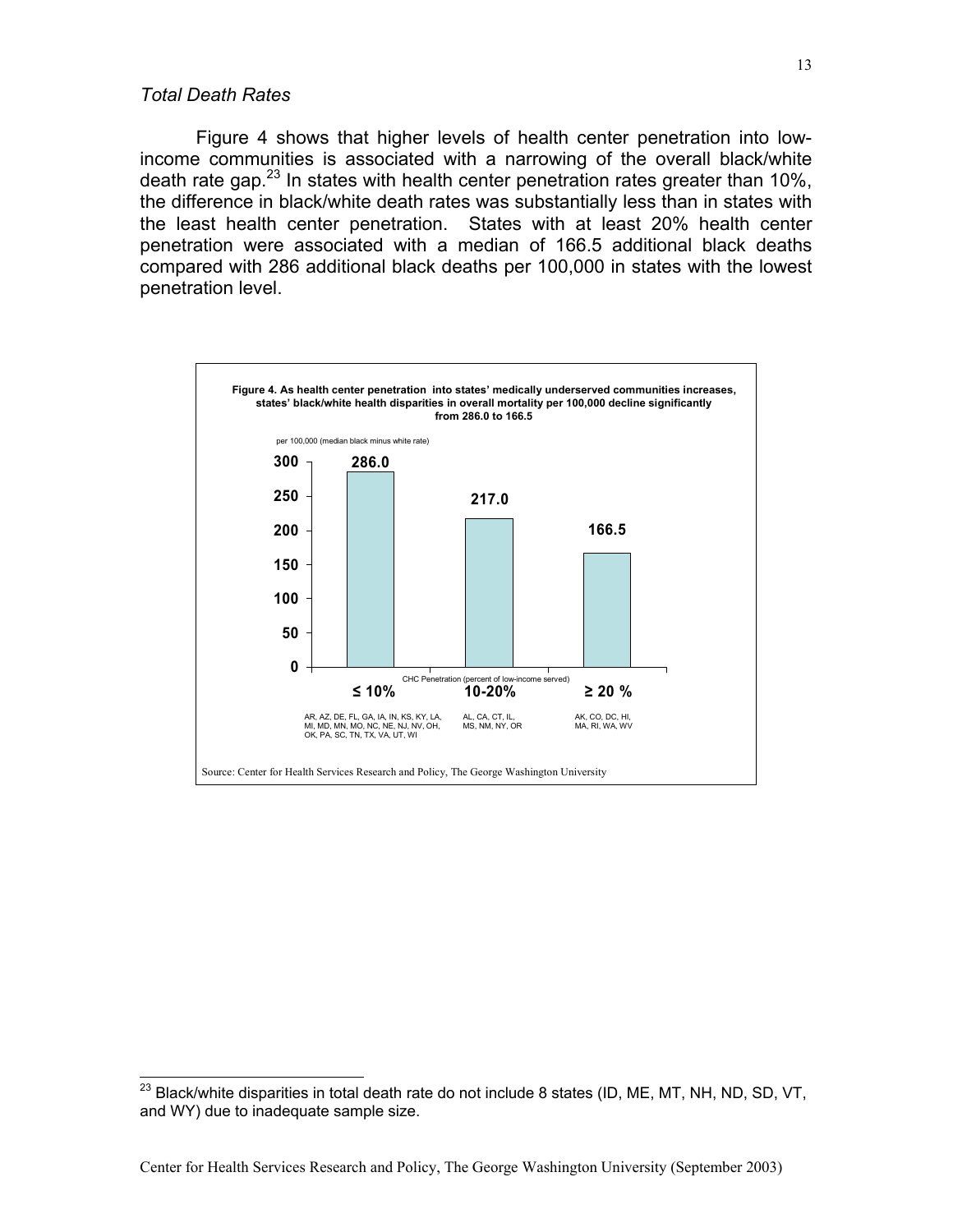### *Total Death Rates*

Figure 4 shows that higher levels of health center penetration into low-income communities is associated with a narrowing of the overall black/white death rate gap.[23] In states with health center penetration rates greater than 10%, the difference in black/white death rates was substantially less than in states with the least health center penetration. States with at least 20% health center penetration were associated with a median of 166.5 additional black deaths compared with 286 additional black deaths per 100,000 in states with the lowest penetration level.

**Figure 4. As health center penetration into states' medically underserved communities increases, states' black/white health disparities in overall mortality per 100,000 decline significantly from 286.0 to 166.5**

per 100,000 (median black minus white rate)

| CHC Penetration (percent of low-income served) | ≤ 10% | 10-20% | ≥ 20 % |
|---|---|---|---|
| Median black minus white rate | 286.0 | 217.0 | 166.5 |
| States | AR, AZ, DE, FL, GA, IA, IN, KS, KY, LA, MI, MD, MN, MO, NC, NE, NJ, NV, OH, OK, PA, SC, TN, TX, VA, UT, WI | AL, CA, CT, IL, MS, NM, NY, OR | AK, CO, DC, HI, MA, RI, WA, WV |

Source: Center for Health Services Research and Policy, The George Washington University

---

[23] Black/white disparities in total death rate do not include 8 states (ID, ME, MT, NH, ND, SD, VT, and WY) due to inadequate sample size.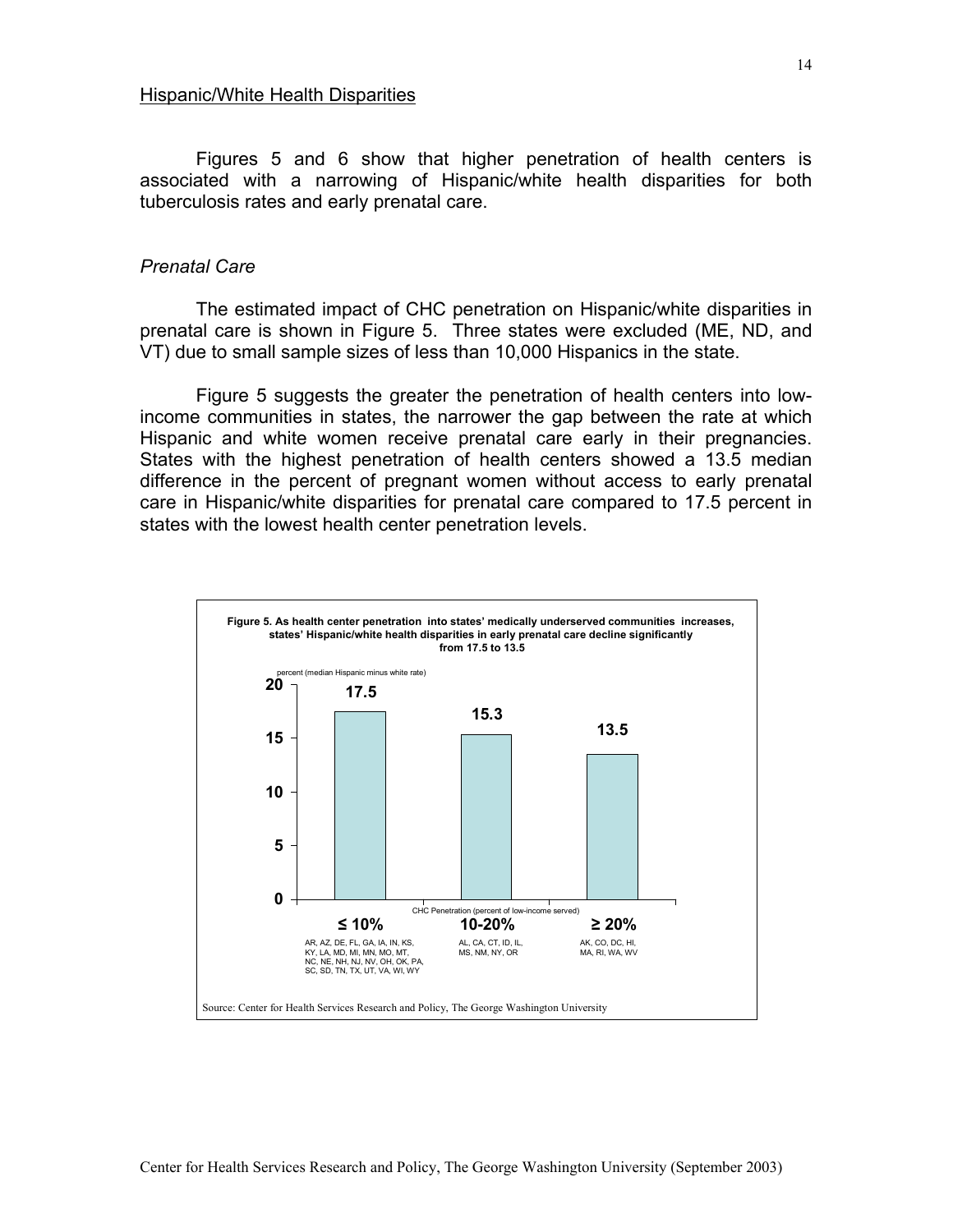## Hispanic/White Health Disparities

Figures 5 and 6 show that higher penetration of health centers is associated with a narrowing of Hispanic/white health disparities for both tuberculosis rates and early prenatal care.

### *Prenatal Care*

The estimated impact of CHC penetration on Hispanic/white disparities in prenatal care is shown in Figure 5. Three states were excluded (ME, ND, and VT) due to small sample sizes of less than 10,000 Hispanics in the state.

Figure 5 suggests the greater the penetration of health centers into low-income communities in states, the narrower the gap between the rate at which Hispanic and white women receive prenatal care early in their pregnancies. States with the highest penetration of health centers showed a 13.5 median difference in the percent of pregnant women without access to early prenatal care in Hispanic/white disparities for prenatal care compared to 17.5 percent in states with the lowest health center penetration levels.

**Figure 5. As health center penetration into states' medically underserved communities increases, states' Hispanic/white health disparities in early prenatal care decline significantly from 17.5 to 13.5**

| CHC Penetration (percent of low-income served) | percent (median Hispanic minus white rate) | States |
|---|---|---|
| ≤ 10% | 17.5 | AR, AZ, DE, FL, GA, IA, IN, KS, KY, LA, MD, MI, MN, MO, MT, NC, NE, NH, NJ, NV, OH, OK, PA, SC, SD, TN, TX, UT, VA, WI, WY |
| 10-20% | 15.3 | AL, CA, CT, ID, IL, MS, NM, NY, OR |
| ≥ 20% | 13.5 | AK, CO, DC, HI, MA, RI, WA, WV |

Source: Center for Health Services Research and Policy, The George Washington University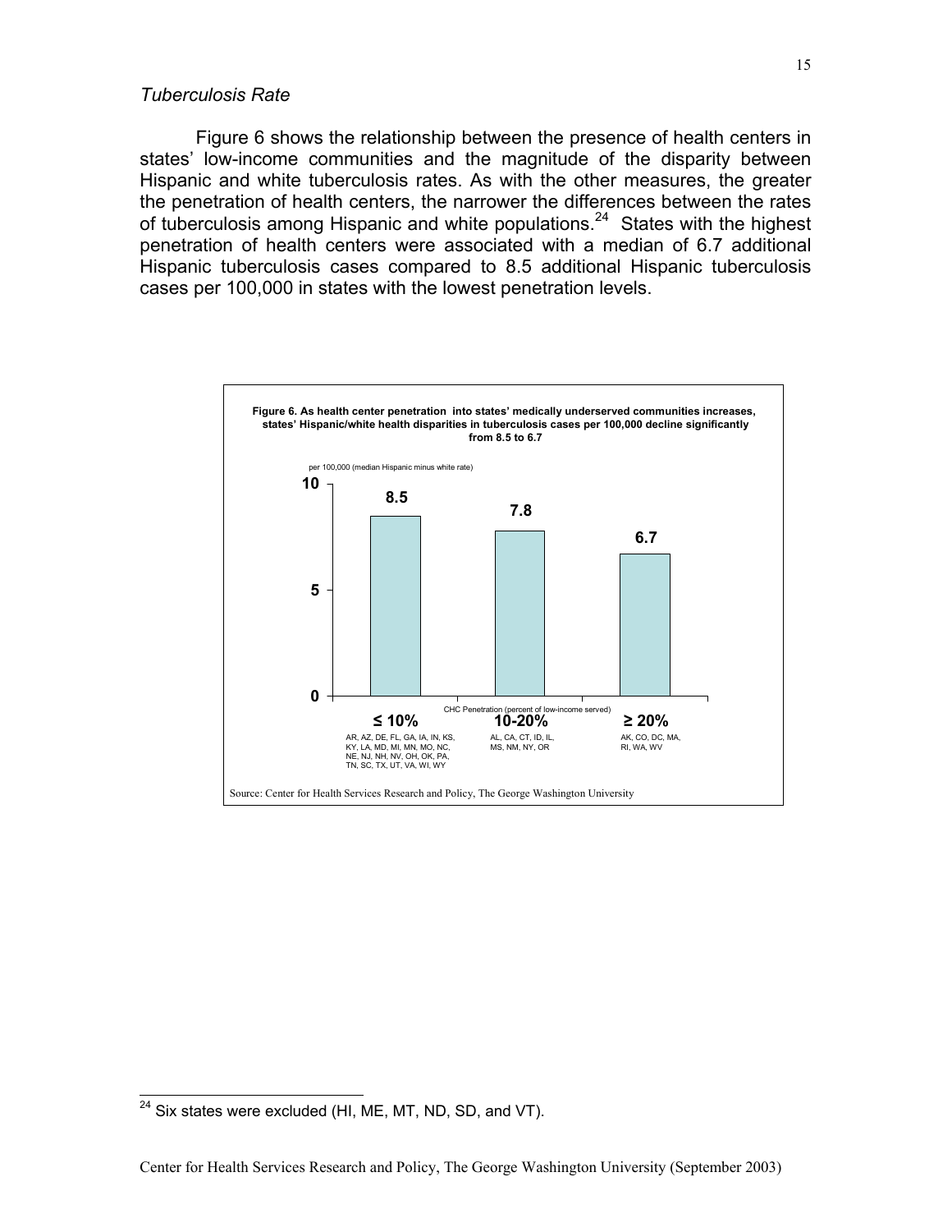*Tuberculosis Rate*

Figure 6 shows the relationship between the presence of health centers in states' low-income communities and the magnitude of the disparity between Hispanic and white tuberculosis rates. As with the other measures, the greater the penetration of health centers, the narrower the differences between the rates of tuberculosis among Hispanic and white populations.[24] States with the highest penetration of health centers were associated with a median of 6.7 additional Hispanic tuberculosis cases compared to 8.5 additional Hispanic tuberculosis cases per 100,000 in states with the lowest penetration levels.

**Figure 6. As health center penetration into states' medically underserved communities increases, states' Hispanic/white health disparities in tuberculosis cases per 100,000 decline significantly from 8.5 to 6.7**

per 100,000 (median Hispanic minus white rate)

| CHC Penetration (percent of low-income served) | Median Hispanic minus white rate | States |
|---|---|---|
| ≤ 10% | 8.5 | AR, AZ, DE, FL, GA, IA, IN, KS, KY, LA, MD, MI, MN, MO, NC, NE, NJ, NH, NV, OH, OK, PA, TN, SC, TX, UT, VA, WI, WY |
| 10-20% | 7.8 | AL, CA, CT, ID, IL, MS, NM, NY, OR |
| ≥ 20% | 6.7 | AK, CO, DC, MA, RI, WA, WV |

Source: Center for Health Services Research and Policy, The George Washington University

---

[24] Six states were excluded (HI, ME, MT, ND, SD, and VT).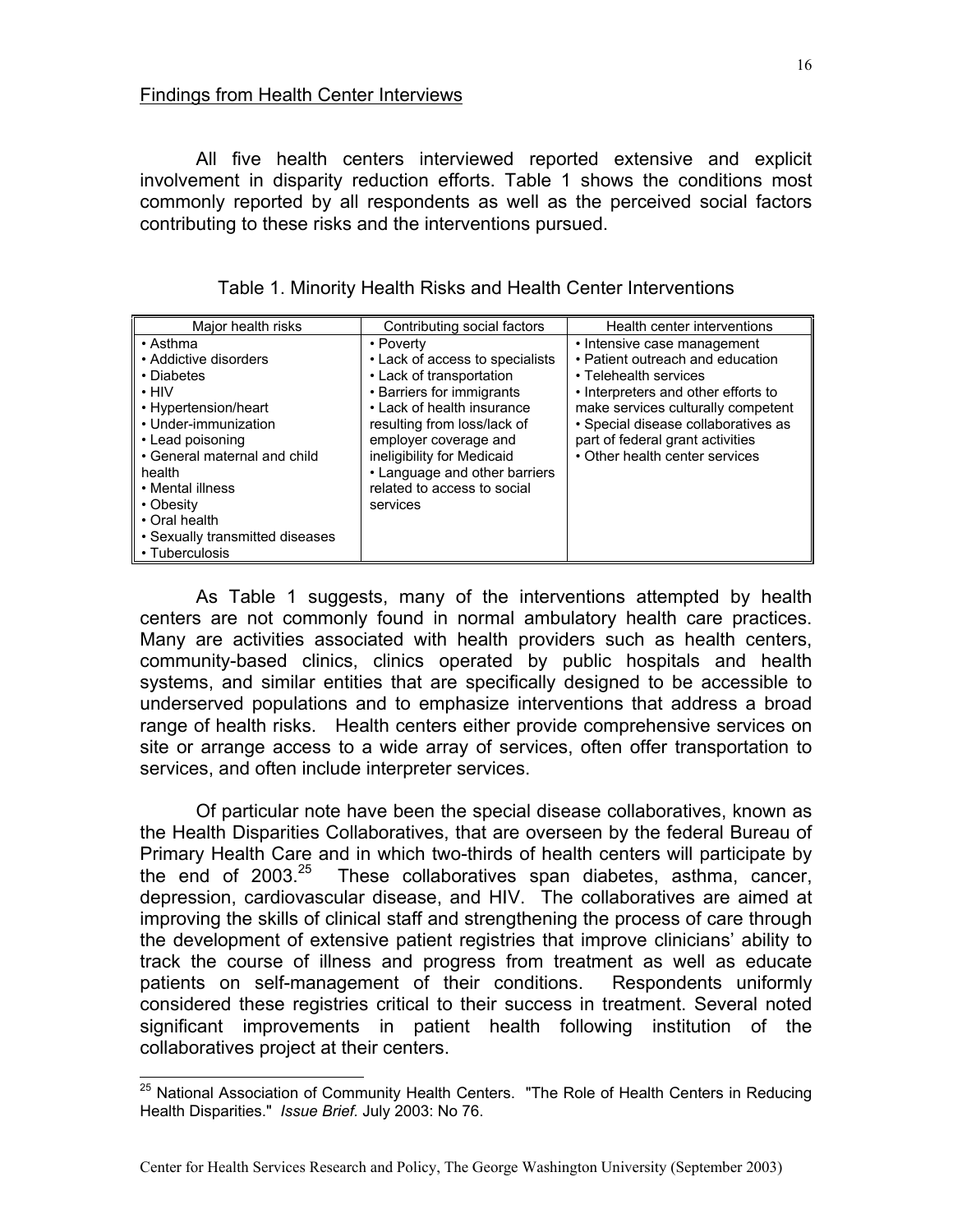## Findings from Health Center Interviews

All five health centers interviewed reported extensive and explicit involvement in disparity reduction efforts. Table 1 shows the conditions most commonly reported by all respondents as well as the perceived social factors contributing to these risks and the interventions pursued.

Table 1. Minority Health Risks and Health Center Interventions

| Major health risks | Contributing social factors | Health center interventions |
| --- | --- | --- |
| • Asthma<br>• Addictive disorders<br>• Diabetes<br>• HIV<br>• Hypertension/heart<br>• Under-immunization<br>• Lead poisoning<br>• General maternal and child health<br>• Mental illness<br>• Obesity<br>• Oral health<br>• Sexually transmitted diseases<br>• Tuberculosis | • Poverty<br>• Lack of access to specialists<br>• Lack of transportation<br>• Barriers for immigrants<br>• Lack of health insurance resulting from loss/lack of employer coverage and ineligibility for Medicaid<br>• Language and other barriers related to access to social services | • Intensive case management<br>• Patient outreach and education<br>• Telehealth services<br>• Interpreters and other efforts to make services culturally competent<br>• Special disease collaboratives as part of federal grant activities<br>• Other health center services |

As Table 1 suggests, many of the interventions attempted by health centers are not commonly found in normal ambulatory health care practices. Many are activities associated with health providers such as health centers, community-based clinics, clinics operated by public hospitals and health systems, and similar entities that are specifically designed to be accessible to underserved populations and to emphasize interventions that address a broad range of health risks. Health centers either provide comprehensive services on site or arrange access to a wide array of services, often offer transportation to services, and often include interpreter services.

Of particular note have been the special disease collaboratives, known as the Health Disparities Collaboratives, that are overseen by the federal Bureau of Primary Health Care and in which two-thirds of health centers will participate by the end of 2003.[25] These collaboratives span diabetes, asthma, cancer, depression, cardiovascular disease, and HIV. The collaboratives are aimed at improving the skills of clinical staff and strengthening the process of care through the development of extensive patient registries that improve clinicians' ability to track the course of illness and progress from treatment as well as educate patients on self-management of their conditions. Respondents uniformly considered these registries critical to their success in treatment. Several noted significant improvements in patient health following institution of the collaboratives project at their centers.

[25] National Association of Community Health Centers. "The Role of Health Centers in Reducing Health Disparities." *Issue Brief.* July 2003: No 76.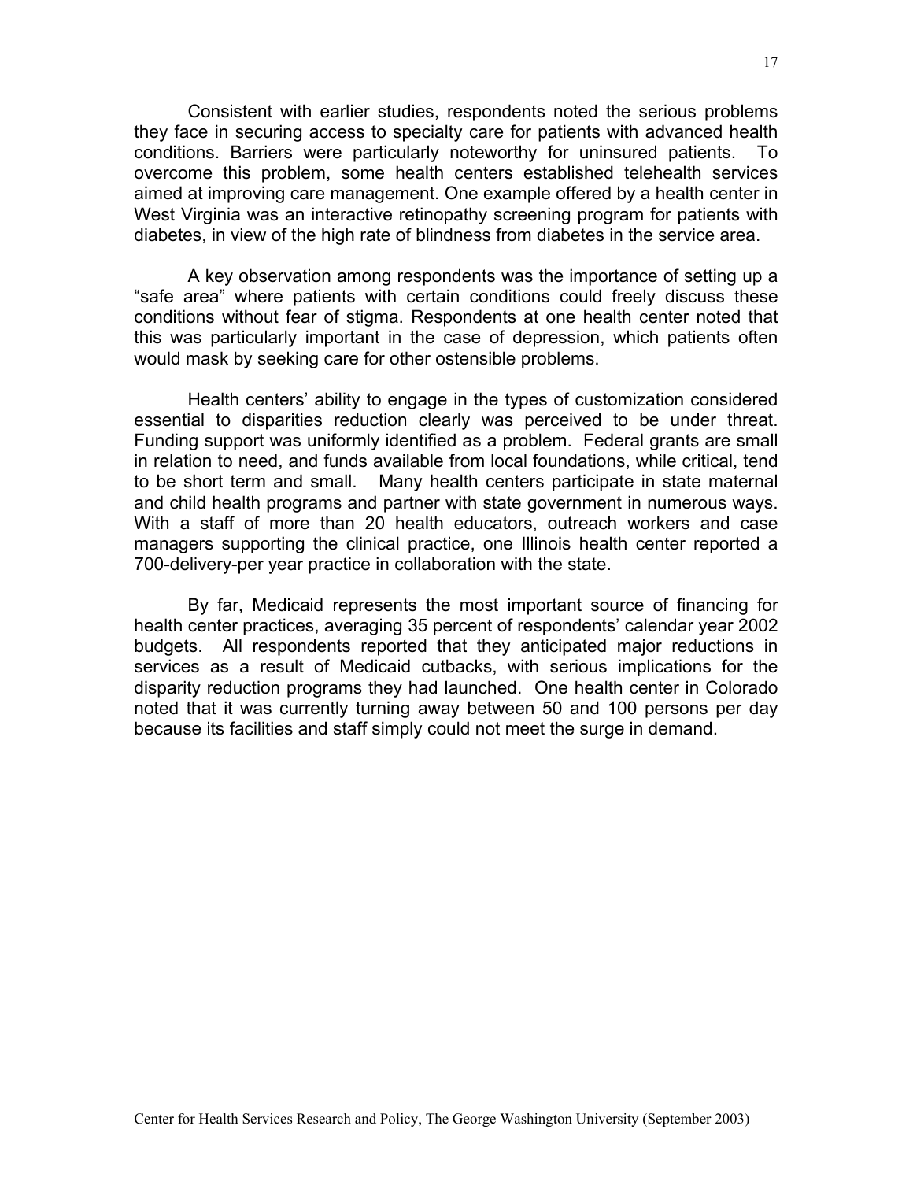Consistent with earlier studies, respondents noted the serious problems they face in securing access to specialty care for patients with advanced health conditions. Barriers were particularly noteworthy for uninsured patients. To overcome this problem, some health centers established telehealth services aimed at improving care management. One example offered by a health center in West Virginia was an interactive retinopathy screening program for patients with diabetes, in view of the high rate of blindness from diabetes in the service area.

A key observation among respondents was the importance of setting up a "safe area" where patients with certain conditions could freely discuss these conditions without fear of stigma. Respondents at one health center noted that this was particularly important in the case of depression, which patients often would mask by seeking care for other ostensible problems.

Health centers' ability to engage in the types of customization considered essential to disparities reduction clearly was perceived to be under threat. Funding support was uniformly identified as a problem. Federal grants are small in relation to need, and funds available from local foundations, while critical, tend to be short term and small. Many health centers participate in state maternal and child health programs and partner with state government in numerous ways. With a staff of more than 20 health educators, outreach workers and case managers supporting the clinical practice, one Illinois health center reported a 700-delivery-per year practice in collaboration with the state.

By far, Medicaid represents the most important source of financing for health center practices, averaging 35 percent of respondents' calendar year 2002 budgets. All respondents reported that they anticipated major reductions in services as a result of Medicaid cutbacks, with serious implications for the disparity reduction programs they had launched. One health center in Colorado noted that it was currently turning away between 50 and 100 persons per day because its facilities and staff simply could not meet the surge in demand.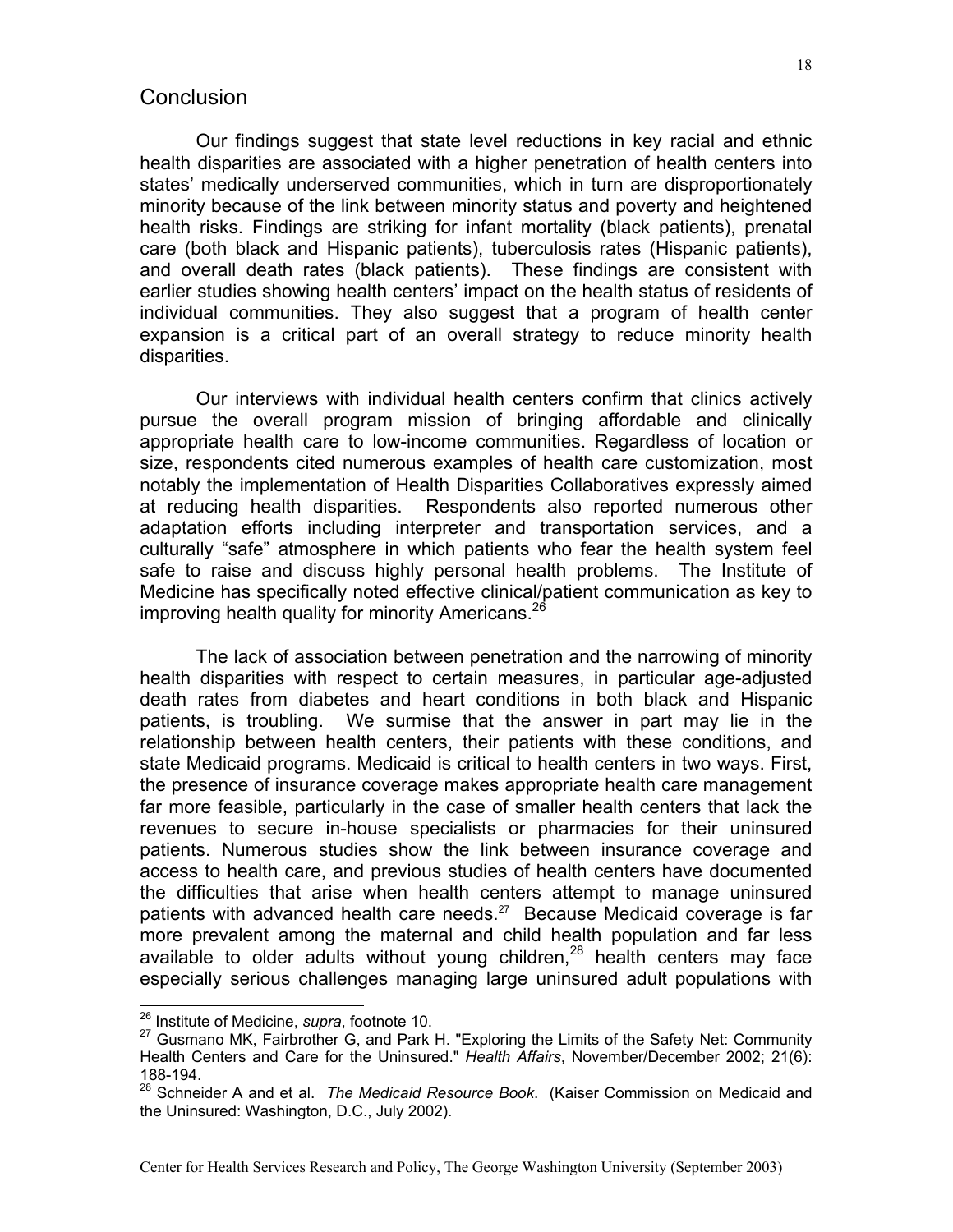## Conclusion

Our findings suggest that state level reductions in key racial and ethnic health disparities are associated with a higher penetration of health centers into states' medically underserved communities, which in turn are disproportionately minority because of the link between minority status and poverty and heightened health risks. Findings are striking for infant mortality (black patients), prenatal care (both black and Hispanic patients), tuberculosis rates (Hispanic patients), and overall death rates (black patients). These findings are consistent with earlier studies showing health centers' impact on the health status of residents of individual communities. They also suggest that a program of health center expansion is a critical part of an overall strategy to reduce minority health disparities.

Our interviews with individual health centers confirm that clinics actively pursue the overall program mission of bringing affordable and clinically appropriate health care to low-income communities. Regardless of location or size, respondents cited numerous examples of health care customization, most notably the implementation of Health Disparities Collaboratives expressly aimed at reducing health disparities. Respondents also reported numerous other adaptation efforts including interpreter and transportation services, and a culturally "safe" atmosphere in which patients who fear the health system feel safe to raise and discuss highly personal health problems. The Institute of Medicine has specifically noted effective clinical/patient communication as key to improving health quality for minority Americans.[26]

The lack of association between penetration and the narrowing of minority health disparities with respect to certain measures, in particular age-adjusted death rates from diabetes and heart conditions in both black and Hispanic patients, is troubling. We surmise that the answer in part may lie in the relationship between health centers, their patients with these conditions, and state Medicaid programs. Medicaid is critical to health centers in two ways. First, the presence of insurance coverage makes appropriate health care management far more feasible, particularly in the case of smaller health centers that lack the revenues to secure in-house specialists or pharmacies for their uninsured patients. Numerous studies show the link between insurance coverage and access to health care, and previous studies of health centers have documented the difficulties that arise when health centers attempt to manage uninsured patients with advanced health care needs.[27] Because Medicaid coverage is far more prevalent among the maternal and child health population and far less available to older adults without young children,[28] health centers may face especially serious challenges managing large uninsured adult populations with

---

[26] Institute of Medicine, *supra*, footnote 10.

[27] Gusmano MK, Fairbrother G, and Park H. "Exploring the Limits of the Safety Net: Community Health Centers and Care for the Uninsured." *Health Affairs*, November/December 2002; 21(6): 188-194.

[28] Schneider A and et al. *The Medicaid Resource Book*. (Kaiser Commission on Medicaid and the Uninsured: Washington, D.C., July 2002).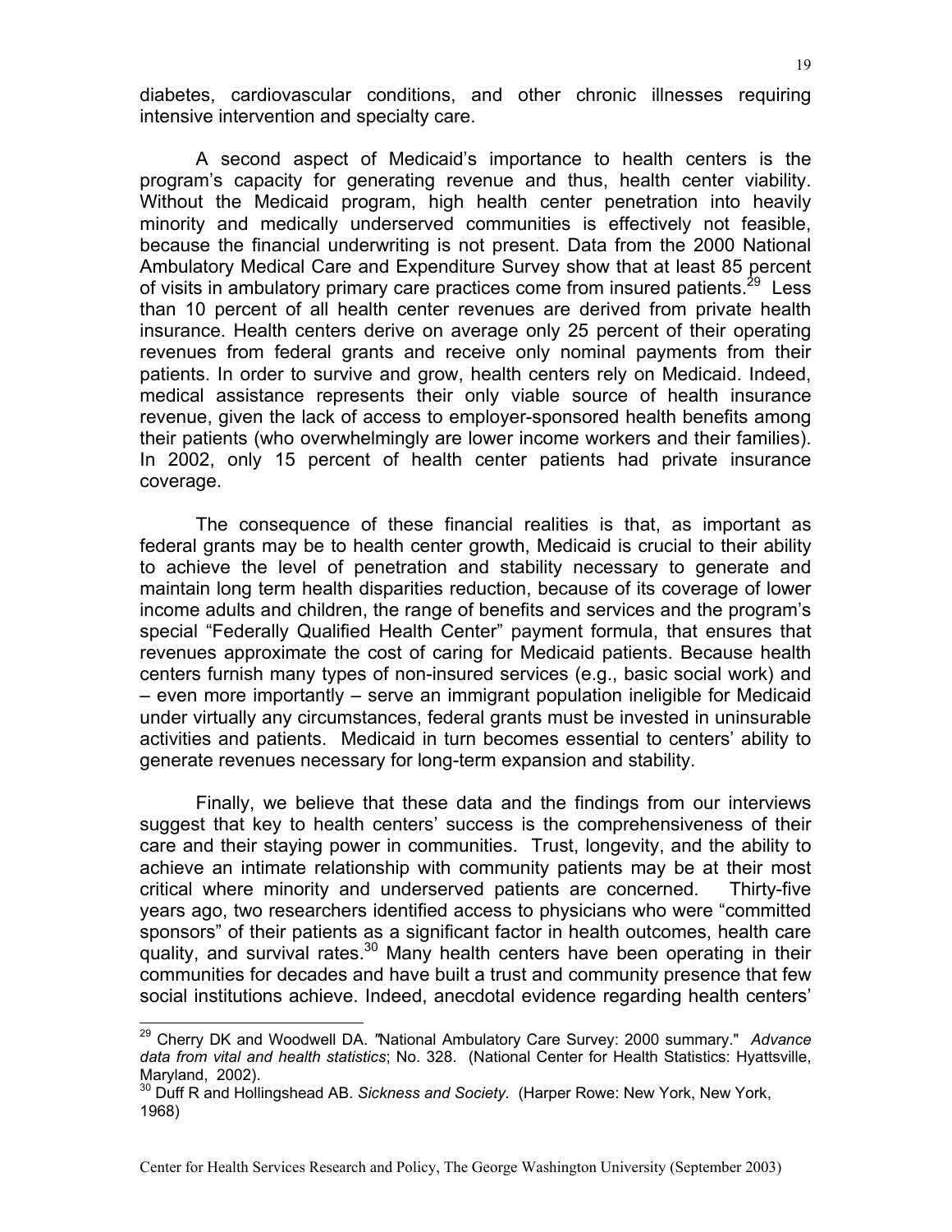diabetes, cardiovascular conditions, and other chronic illnesses requiring intensive intervention and specialty care.

A second aspect of Medicaid's importance to health centers is the program's capacity for generating revenue and thus, health center viability. Without the Medicaid program, high health center penetration into heavily minority and medically underserved communities is effectively not feasible, because the financial underwriting is not present. Data from the 2000 National Ambulatory Medical Care and Expenditure Survey show that at least 85 percent of visits in ambulatory primary care practices come from insured patients.[29] Less than 10 percent of all health center revenues are derived from private health insurance. Health centers derive on average only 25 percent of their operating revenues from federal grants and receive only nominal payments from their patients. In order to survive and grow, health centers rely on Medicaid. Indeed, medical assistance represents their only viable source of health insurance revenue, given the lack of access to employer-sponsored health benefits among their patients (who overwhelmingly are lower income workers and their families). In 2002, only 15 percent of health center patients had private insurance coverage.

The consequence of these financial realities is that, as important as federal grants may be to health center growth, Medicaid is crucial to their ability to achieve the level of penetration and stability necessary to generate and maintain long term health disparities reduction, because of its coverage of lower income adults and children, the range of benefits and services and the program's special "Federally Qualified Health Center" payment formula, that ensures that revenues approximate the cost of caring for Medicaid patients. Because health centers furnish many types of non-insured services (e.g., basic social work) and – even more importantly – serve an immigrant population ineligible for Medicaid under virtually any circumstances, federal grants must be invested in uninsurable activities and patients. Medicaid in turn becomes essential to centers' ability to generate revenues necessary for long-term expansion and stability.

Finally, we believe that these data and the findings from our interviews suggest that key to health centers' success is the comprehensiveness of their care and their staying power in communities. Trust, longevity, and the ability to achieve an intimate relationship with community patients may be at their most critical where minority and underserved patients are concerned. Thirty-five years ago, two researchers identified access to physicians who were "committed sponsors" of their patients as a significant factor in health outcomes, health care quality, and survival rates.[30] Many health centers have been operating in their communities for decades and have built a trust and community presence that few social institutions achieve. Indeed, anecdotal evidence regarding health centers'

---

[29] Cherry DK and Woodwell DA. "National Ambulatory Care Survey: 2000 summary." *Advance data from vital and health statistics*; No. 328. (National Center for Health Statistics: Hyattsville, Maryland, 2002).

[30] Duff R and Hollingshead AB. *Sickness and Society.* (Harper Rowe: New York, New York, 1968)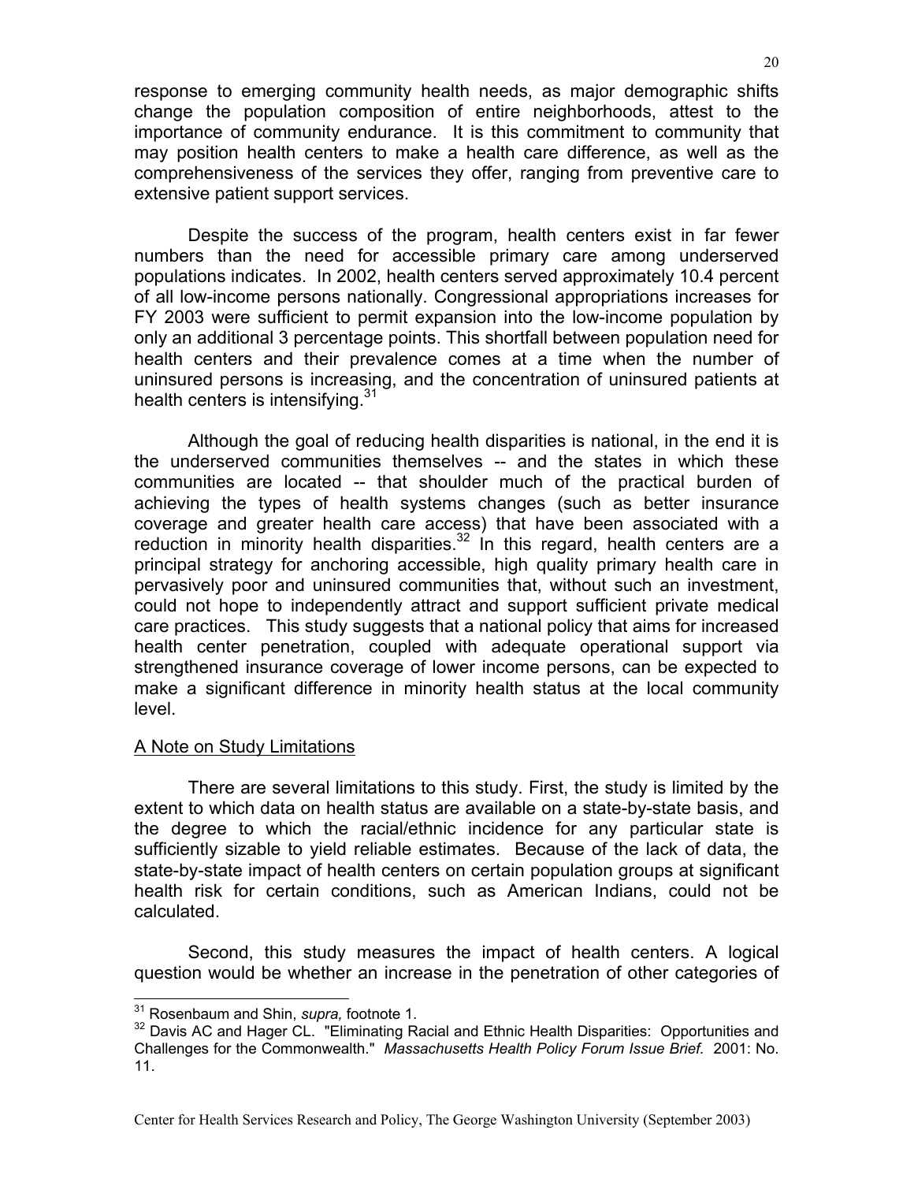response to emerging community health needs, as major demographic shifts change the population composition of entire neighborhoods, attest to the importance of community endurance. It is this commitment to community that may position health centers to make a health care difference, as well as the comprehensiveness of the services they offer, ranging from preventive care to extensive patient support services.

Despite the success of the program, health centers exist in far fewer numbers than the need for accessible primary care among underserved populations indicates. In 2002, health centers served approximately 10.4 percent of all low-income persons nationally. Congressional appropriations increases for FY 2003 were sufficient to permit expansion into the low-income population by only an additional 3 percentage points. This shortfall between population need for health centers and their prevalence comes at a time when the number of uninsured persons is increasing, and the concentration of uninsured patients at health centers is intensifying.[31]

Although the goal of reducing health disparities is national, in the end it is the underserved communities themselves -- and the states in which these communities are located -- that shoulder much of the practical burden of achieving the types of health systems changes (such as better insurance coverage and greater health care access) that have been associated with a reduction in minority health disparities.[32] In this regard, health centers are a principal strategy for anchoring accessible, high quality primary health care in pervasively poor and uninsured communities that, without such an investment, could not hope to independently attract and support sufficient private medical care practices. This study suggests that a national policy that aims for increased health center penetration, coupled with adequate operational support via strengthened insurance coverage of lower income persons, can be expected to make a significant difference in minority health status at the local community level.

<u>A Note on Study Limitations</u>

There are several limitations to this study. First, the study is limited by the extent to which data on health status are available on a state-by-state basis, and the degree to which the racial/ethnic incidence for any particular state is sufficiently sizable to yield reliable estimates. Because of the lack of data, the state-by-state impact of health centers on certain population groups at significant health risk for certain conditions, such as American Indians, could not be calculated.

Second, this study measures the impact of health centers. A logical question would be whether an increase in the penetration of other categories of

---

[31] Rosenbaum and Shin, *supra,* footnote 1.

[32] Davis AC and Hager CL. "Eliminating Racial and Ethnic Health Disparities: Opportunities and Challenges for the Commonwealth." *Massachusetts Health Policy Forum Issue Brief.* 2001: No. 11.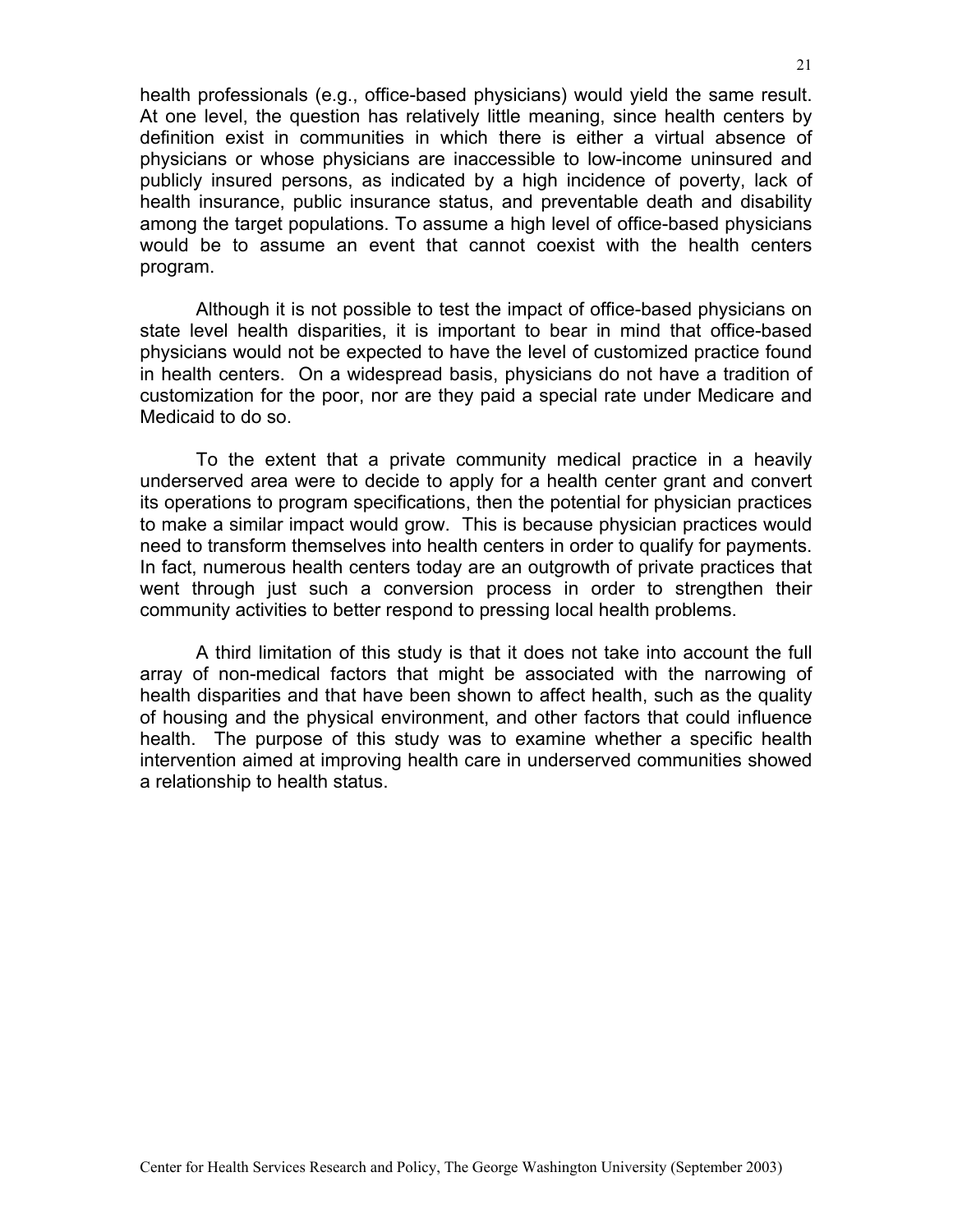health professionals (e.g., office-based physicians) would yield the same result. At one level, the question has relatively little meaning, since health centers by definition exist in communities in which there is either a virtual absence of physicians or whose physicians are inaccessible to low-income uninsured and publicly insured persons, as indicated by a high incidence of poverty, lack of health insurance, public insurance status, and preventable death and disability among the target populations. To assume a high level of office-based physicians would be to assume an event that cannot coexist with the health centers program.

Although it is not possible to test the impact of office-based physicians on state level health disparities, it is important to bear in mind that office-based physicians would not be expected to have the level of customized practice found in health centers. On a widespread basis, physicians do not have a tradition of customization for the poor, nor are they paid a special rate under Medicare and Medicaid to do so.

To the extent that a private community medical practice in a heavily underserved area were to decide to apply for a health center grant and convert its operations to program specifications, then the potential for physician practices to make a similar impact would grow. This is because physician practices would need to transform themselves into health centers in order to qualify for payments. In fact, numerous health centers today are an outgrowth of private practices that went through just such a conversion process in order to strengthen their community activities to better respond to pressing local health problems.

A third limitation of this study is that it does not take into account the full array of non-medical factors that might be associated with the narrowing of health disparities and that have been shown to affect health, such as the quality of housing and the physical environment, and other factors that could influence health. The purpose of this study was to examine whether a specific health intervention aimed at improving health care in underserved communities showed a relationship to health status.